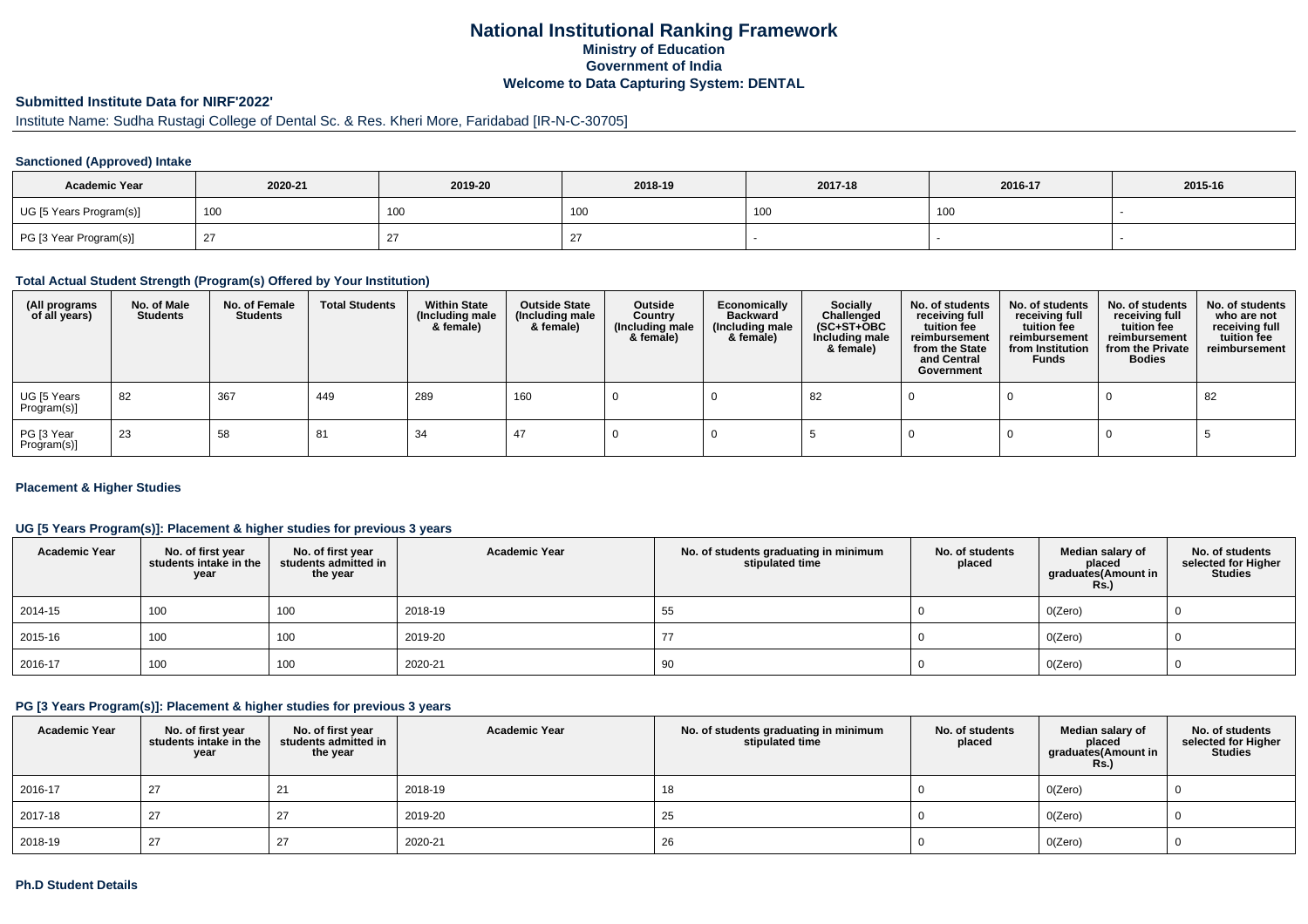# National Institutional Ranking Framework
## Ministry of Education
## Government of India
## Welcome to Data Capturing System: DENTAL

### Submitted Institute Data for NIRF'2022'

Institute Name: Sudha Rustagi College of Dental Sc. & Res. Kheri More, Faridabad [IR-N-C-30705]

#### Sanctioned (Approved) Intake

| Academic Year | 2020-21 | 2019-20 | 2018-19 | 2017-18 | 2016-17 | 2015-16 |
|---|---|---|---|---|---|---|
| UG [5 Years Program(s)] | 100 | 100 | 100 | 100 | 100 | - |
| PG [3 Year Program(s)] | 27 | 27 | 27 | - | - | - |

#### Total Actual Student Strength (Program(s) Offered by Your Institution)

| (All programs of all years) | No. of Male Students | No. of Female Students | Total Students | Within State (Including male & female) | Outside State (Including male & female) | Outside Country (Including male & female) | Economically Backward (Including male & female) | Socially Challenged (SC+ST+OBC Including male & female) | No. of students receiving full tuition fee reimbursement from the State and Central Government | No. of students receiving full tuition fee reimbursement from Institution Funds | No. of students receiving full tuition fee reimbursement from the Private Bodies | No. of students who are not receiving full tuition fee reimbursement |
|---|---|---|---|---|---|---|---|---|---|---|---|---|
| UG [5 Years Program(s)] | 82 | 367 | 449 | 289 | 160 | 0 | 0 | 82 | 0 | 0 | 0 | 82 |
| PG [3 Year Program(s)] | 23 | 58 | 81 | 34 | 47 | 0 | 0 | 5 | 0 | 0 | 0 | 5 |

#### Placement & Higher Studies

#### UG [5 Years Program(s)]: Placement & higher studies for previous 3 years

| Academic Year | No. of first year students intake in the year | No. of first year students admitted in the year | Academic Year | No. of students graduating in minimum stipulated time | No. of students placed | Median salary of placed graduates(Amount in Rs.) | No. of students selected for Higher Studies |
|---|---|---|---|---|---|---|---|
| 2014-15 | 100 | 100 | 2018-19 | 55 | 0 | 0(Zero) | 0 |
| 2015-16 | 100 | 100 | 2019-20 | 77 | 0 | 0(Zero) | 0 |
| 2016-17 | 100 | 100 | 2020-21 | 90 | 0 | 0(Zero) | 0 |

#### PG [3 Years Program(s)]: Placement & higher studies for previous 3 years

| Academic Year | No. of first year students intake in the year | No. of first year students admitted in the year | Academic Year | No. of students graduating in minimum stipulated time | No. of students placed | Median salary of placed graduates(Amount in Rs.) | No. of students selected for Higher Studies |
|---|---|---|---|---|---|---|---|
| 2016-17 | 27 | 21 | 2018-19 | 18 | 0 | 0(Zero) | 0 |
| 2017-18 | 27 | 27 | 2019-20 | 25 | 0 | 0(Zero) | 0 |
| 2018-19 | 27 | 27 | 2020-21 | 26 | 0 | 0(Zero) | 0 |

#### Ph.D Student Details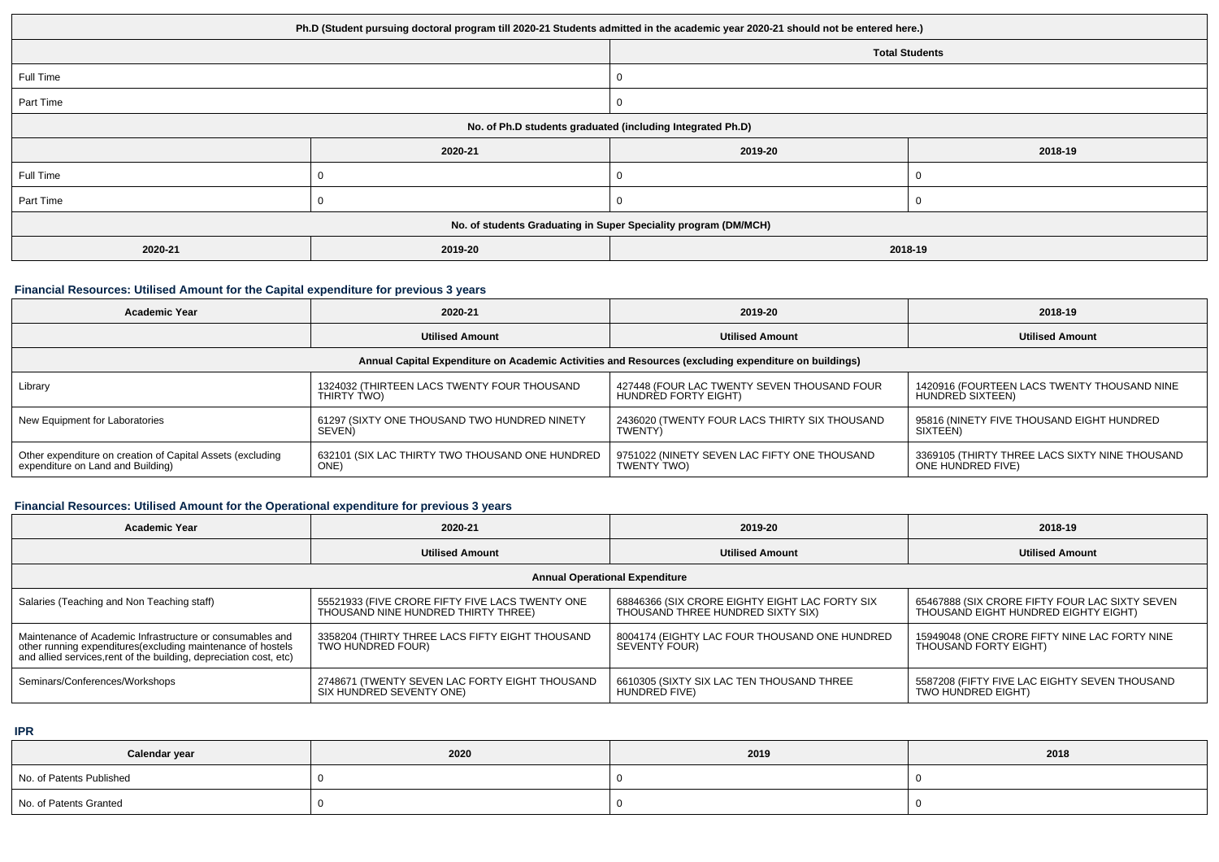| Ph.D (Student pursuing doctoral program till 2020-21 Students admitted in the academic year 2020-21 should not be entered here.) | | | |
|---|---|---|---|
| | | Total Students | |
| Full Time | | 0 | |
| Part Time | | 0 | |
| No. of Ph.D students graduated (including Integrated Ph.D) | | | |
| | 2020-21 | 2019-20 | 2018-19 |
| Full Time | 0 | 0 | 0 |
| Part Time | 0 | 0 | 0 |
| No. of students Graduating in Super Speciality program (DM/MCH) | | | |
| 2020-21 | 2019-20 | 2018-19 | |

### Financial Resources: Utilised Amount for the Capital expenditure for previous 3 years

| Academic Year | 2020-21 | 2019-20 | 2018-19 |
|---|---|---|---|
| | Utilised Amount | Utilised Amount | Utilised Amount |
| Annual Capital Expenditure on Academic Activities and Resources (excluding expenditure on buildings) | | | |
| Library | 1324032 (THIRTEEN LACS TWENTY FOUR THOUSAND THIRTY TWO) | 427448 (FOUR LAC TWENTY SEVEN THOUSAND FOUR HUNDRED FORTY EIGHT) | 1420916 (FOURTEEN LACS TWENTY THOUSAND NINE HUNDRED SIXTEEN) |
| New Equipment for Laboratories | 61297 (SIXTY ONE THOUSAND TWO HUNDRED NINETY SEVEN) | 2436020 (TWENTY FOUR LACS THIRTY SIX THOUSAND TWENTY) | 95816 (NINETY FIVE THOUSAND EIGHT HUNDRED SIXTEEN) |
| Other expenditure on creation of Capital Assets (excluding expenditure on Land and Building) | 632101 (SIX LAC THIRTY TWO THOUSAND ONE HUNDRED ONE) | 9751022 (NINETY SEVEN LAC FIFTY ONE THOUSAND TWENTY TWO) | 3369105 (THIRTY THREE LACS SIXTY NINE THOUSAND ONE HUNDRED FIVE) |

### Financial Resources: Utilised Amount for the Operational expenditure for previous 3 years

| Academic Year | 2020-21 | 2019-20 | 2018-19 |
|---|---|---|---|
| | Utilised Amount | Utilised Amount | Utilised Amount |
| Annual Operational Expenditure | | | |
| Salaries (Teaching and Non Teaching staff) | 55521933 (FIVE CRORE FIFTY FIVE LACS TWENTY ONE THOUSAND NINE HUNDRED THIRTY THREE) | 68846366 (SIX CRORE EIGHTY EIGHT LAC FORTY SIX THOUSAND THREE HUNDRED SIXTY SIX) | 65467888 (SIX CRORE FIFTY FOUR LAC SIXTY SEVEN THOUSAND EIGHT HUNDRED EIGHTY EIGHT) |
| Maintenance of Academic Infrastructure or consumables and other running expenditures(excluding maintenance of hostels and allied services,rent of the building, depreciation cost, etc) | 3358204 (THIRTY THREE LACS FIFTY EIGHT THOUSAND TWO HUNDRED FOUR) | 8004174 (EIGHTY LAC FOUR THOUSAND ONE HUNDRED SEVENTY FOUR) | 15949048 (ONE CRORE FIFTY NINE LAC FORTY NINE THOUSAND FORTY EIGHT) |
| Seminars/Conferences/Workshops | 2748671 (TWENTY SEVEN LAC FORTY EIGHT THOUSAND SIX HUNDRED SEVENTY ONE) | 6610305 (SIXTY SIX LAC TEN THOUSAND THREE HUNDRED FIVE) | 5587208 (FIFTY FIVE LAC EIGHTY SEVEN THOUSAND TWO HUNDRED EIGHT) |

### IPR

| Calendar year | 2020 | 2019 | 2018 |
|---|---|---|---|
| No. of Patents Published | 0 | 0 | 0 |
| No. of Patents Granted | 0 | 0 | 0 |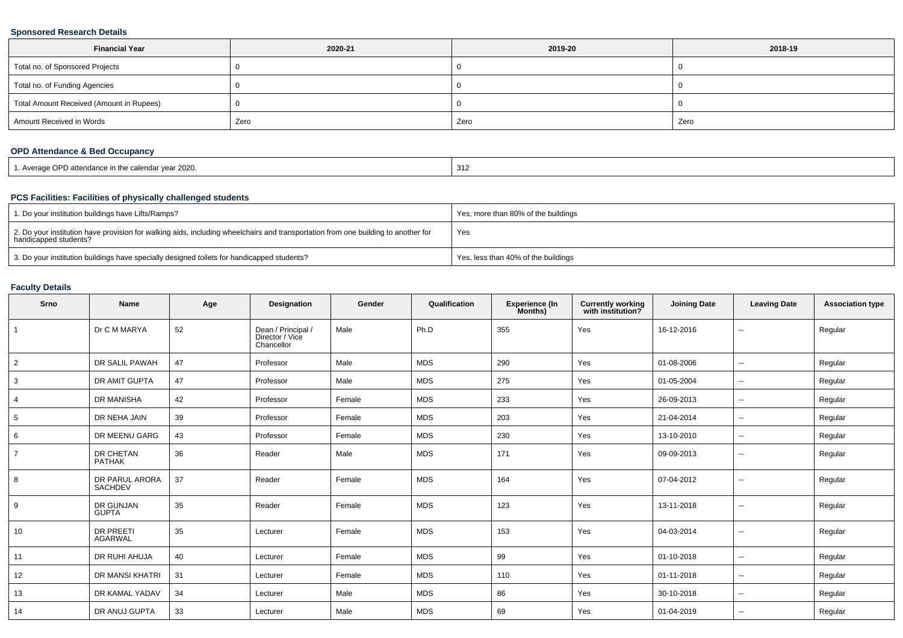### Sponsored Research Details

| Financial Year | 2020-21 | 2019-20 | 2018-19 |
|---|---|---|---|
| Total no. of Sponsored Projects | 0 | 0 | 0 |
| Total no. of Funding Agencies | 0 | 0 | 0 |
| Total Amount Received (Amount in Rupees) | 0 | 0 | 0 |
| Amount Received in Words | Zero | Zero | Zero |

### OPD Attendance & Bed Occupancy

| | |
|---|---|
| 1. Average OPD attendance in the calendar year 2020. | 312 |

### PCS Facilities: Facilities of physically challenged students

| | |
|---|---|
| 1. Do your institution buildings have Lifts/Ramps? | Yes, more than 80% of the buildings |
| 2. Do your institution have provision for walking aids, including wheelchairs and transportation from one building to another for handicapped students? | Yes |
| 3. Do your institution buildings have specially designed toilets for handicapped students? | Yes, less than 40% of the buildings |

### Faculty Details

| Srno | Name | Age | Designation | Gender | Qualification | Experience (In Months) | Currently working with institution? | Joining Date | Leaving Date | Association type |
|---|---|---|---|---|---|---|---|---|---|---|
| 1 | Dr C M MARYA | 52 | Dean / Principal / Director / Vice Chancellor | Male | Ph.D | 355 | Yes | 16-12-2016 | -- | Regular |
| 2 | DR SALIL PAWAH | 47 | Professor | Male | MDS | 290 | Yes | 01-08-2006 | -- | Regular |
| 3 | DR AMIT GUPTA | 47 | Professor | Male | MDS | 275 | Yes | 01-05-2004 | -- | Regular |
| 4 | DR MANISHA | 42 | Professor | Female | MDS | 233 | Yes | 26-09-2013 | -- | Regular |
| 5 | DR NEHA JAIN | 39 | Professor | Female | MDS | 203 | Yes | 21-04-2014 | -- | Regular |
| 6 | DR MEENU GARG | 43 | Professor | Female | MDS | 230 | Yes | 13-10-2010 | -- | Regular |
| 7 | DR CHETAN PATHAK | 36 | Reader | Male | MDS | 171 | Yes | 09-09-2013 | -- | Regular |
| 8 | DR PARUL ARORA SACHDEV | 37 | Reader | Female | MDS | 164 | Yes | 07-04-2012 | -- | Regular |
| 9 | DR GUNJAN GUPTA | 35 | Reader | Female | MDS | 123 | Yes | 13-11-2018 | -- | Regular |
| 10 | DR PREETI AGARWAL | 35 | Lecturer | Female | MDS | 153 | Yes | 04-03-2014 | -- | Regular |
| 11 | DR RUHI AHUJA | 40 | Lecturer | Female | MDS | 99 | Yes | 01-10-2018 | -- | Regular |
| 12 | DR MANSI KHATRI | 31 | Lecturer | Female | MDS | 110 | Yes | 01-11-2018 | -- | Regular |
| 13 | DR KAMAL YADAV | 34 | Lecturer | Male | MDS | 86 | Yes | 30-10-2018 | -- | Regular |
| 14 | DR ANUJ GUPTA | 33 | Lecturer | Male | MDS | 69 | Yes | 01-04-2019 | -- | Regular |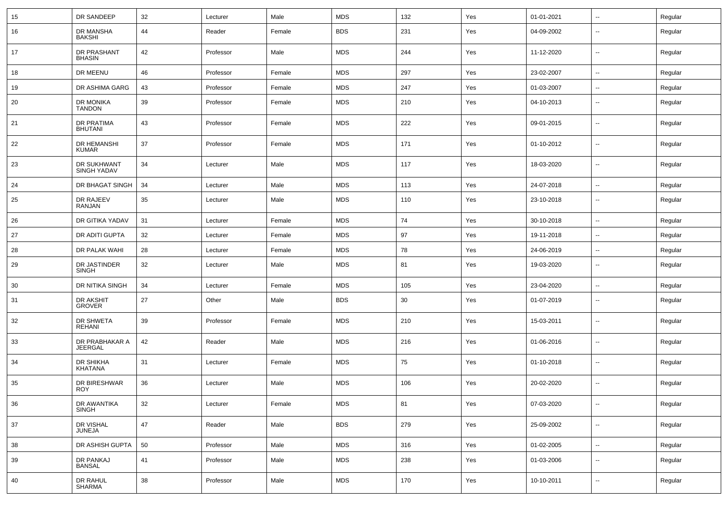| 15 | DR SANDEEP | 32 | Lecturer | Male | MDS | 132 | Yes | 01-01-2021 | -- | Regular |
|---|---|---|---|---|---|---|---|---|---|---|
| 16 | DR MANSHA BAKSHI | 44 | Reader | Female | BDS | 231 | Yes | 04-09-2002 | -- | Regular |
| 17 | DR PRASHANT BHASIN | 42 | Professor | Male | MDS | 244 | Yes | 11-12-2020 | -- | Regular |
| 18 | DR MEENU | 46 | Professor | Female | MDS | 297 | Yes | 23-02-2007 | -- | Regular |
| 19 | DR ASHIMA GARG | 43 | Professor | Female | MDS | 247 | Yes | 01-03-2007 | -- | Regular |
| 20 | DR MONIKA TANDON | 39 | Professor | Female | MDS | 210 | Yes | 04-10-2013 | -- | Regular |
| 21 | DR PRATIMA BHUTANI | 43 | Professor | Female | MDS | 222 | Yes | 09-01-2015 | -- | Regular |
| 22 | DR HEMANSHI KUMAR | 37 | Professor | Female | MDS | 171 | Yes | 01-10-2012 | -- | Regular |
| 23 | DR SUKHWANT SINGH YADAV | 34 | Lecturer | Male | MDS | 117 | Yes | 18-03-2020 | -- | Regular |
| 24 | DR BHAGAT SINGH | 34 | Lecturer | Male | MDS | 113 | Yes | 24-07-2018 | -- | Regular |
| 25 | DR RAJEEV RANJAN | 35 | Lecturer | Male | MDS | 110 | Yes | 23-10-2018 | -- | Regular |
| 26 | DR GITIKA YADAV | 31 | Lecturer | Female | MDS | 74 | Yes | 30-10-2018 | -- | Regular |
| 27 | DR ADITI GUPTA | 32 | Lecturer | Female | MDS | 97 | Yes | 19-11-2018 | -- | Regular |
| 28 | DR PALAK WAHI | 28 | Lecturer | Female | MDS | 78 | Yes | 24-06-2019 | -- | Regular |
| 29 | DR JASTINDER SINGH | 32 | Lecturer | Male | MDS | 81 | Yes | 19-03-2020 | -- | Regular |
| 30 | DR NITIKA SINGH | 34 | Lecturer | Female | MDS | 105 | Yes | 23-04-2020 | -- | Regular |
| 31 | DR AKSHIT GROVER | 27 | Other | Male | BDS | 30 | Yes | 01-07-2019 | -- | Regular |
| 32 | DR SHWETA REHANI | 39 | Professor | Female | MDS | 210 | Yes | 15-03-2011 | -- | Regular |
| 33 | DR PRABHAKAR A JEERGAL | 42 | Reader | Male | MDS | 216 | Yes | 01-06-2016 | -- | Regular |
| 34 | DR SHIKHA KHATANA | 31 | Lecturer | Female | MDS | 75 | Yes | 01-10-2018 | -- | Regular |
| 35 | DR BIRESHWAR ROY | 36 | Lecturer | Male | MDS | 106 | Yes | 20-02-2020 | -- | Regular |
| 36 | DR AWANTIKA SINGH | 32 | Lecturer | Female | MDS | 81 | Yes | 07-03-2020 | -- | Regular |
| 37 | DR VISHAL JUNEJA | 47 | Reader | Male | BDS | 279 | Yes | 25-09-2002 | -- | Regular |
| 38 | DR ASHISH GUPTA | 50 | Professor | Male | MDS | 316 | Yes | 01-02-2005 | -- | Regular |
| 39 | DR PANKAJ BANSAL | 41 | Professor | Male | MDS | 238 | Yes | 01-03-2006 | -- | Regular |
| 40 | DR RAHUL SHARMA | 38 | Professor | Male | MDS | 170 | Yes | 10-10-2011 | -- | Regular |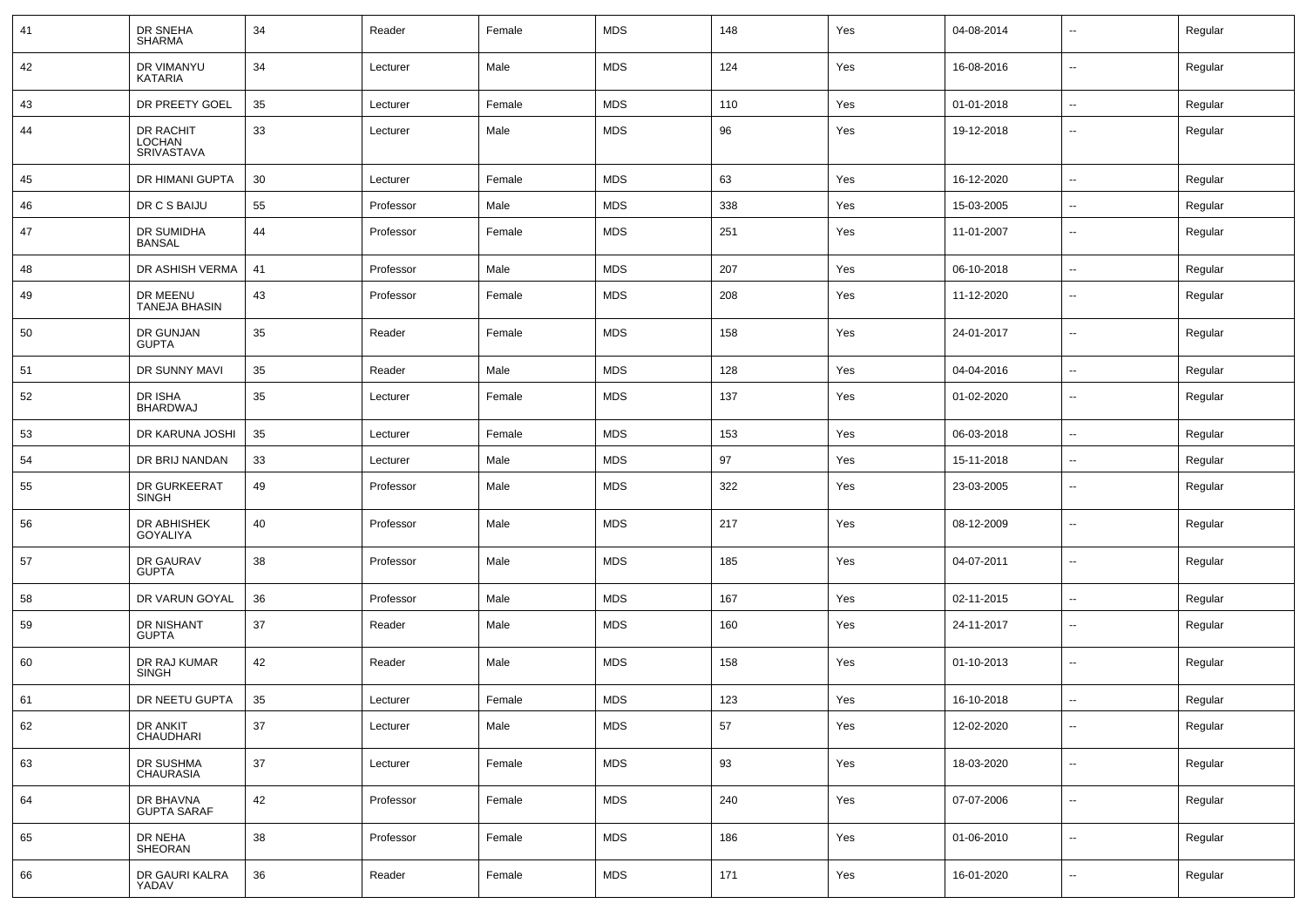| 41 | DR SNEHA SHARMA | 34 | Reader | Female | MDS | 148 | Yes | 04-08-2014 | -- | Regular |
|---|---|---|---|---|---|---|---|---|---|---|
| 42 | DR VIMANYU KATARIA | 34 | Lecturer | Male | MDS | 124 | Yes | 16-08-2016 | -- | Regular |
| 43 | DR PREETY GOEL | 35 | Lecturer | Female | MDS | 110 | Yes | 01-01-2018 | -- | Regular |
| 44 | DR RACHIT LOCHAN SRIVASTAVA | 33 | Lecturer | Male | MDS | 96 | Yes | 19-12-2018 | -- | Regular |
| 45 | DR HIMANI GUPTA | 30 | Lecturer | Female | MDS | 63 | Yes | 16-12-2020 | -- | Regular |
| 46 | DR C S BAIJU | 55 | Professor | Male | MDS | 338 | Yes | 15-03-2005 | -- | Regular |
| 47 | DR SUMIDHA BANSAL | 44 | Professor | Female | MDS | 251 | Yes | 11-01-2007 | -- | Regular |
| 48 | DR ASHISH VERMA | 41 | Professor | Male | MDS | 207 | Yes | 06-10-2018 | -- | Regular |
| 49 | DR MEENU TANEJA BHASIN | 43 | Professor | Female | MDS | 208 | Yes | 11-12-2020 | -- | Regular |
| 50 | DR GUNJAN GUPTA | 35 | Reader | Female | MDS | 158 | Yes | 24-01-2017 | -- | Regular |
| 51 | DR SUNNY MAVI | 35 | Reader | Male | MDS | 128 | Yes | 04-04-2016 | -- | Regular |
| 52 | DR ISHA BHARDWAJ | 35 | Lecturer | Female | MDS | 137 | Yes | 01-02-2020 | -- | Regular |
| 53 | DR KARUNA JOSHI | 35 | Lecturer | Female | MDS | 153 | Yes | 06-03-2018 | -- | Regular |
| 54 | DR BRIJ NANDAN | 33 | Lecturer | Male | MDS | 97 | Yes | 15-11-2018 | -- | Regular |
| 55 | DR GURKEERAT SINGH | 49 | Professor | Male | MDS | 322 | Yes | 23-03-2005 | -- | Regular |
| 56 | DR ABHISHEK GOYALIYA | 40 | Professor | Male | MDS | 217 | Yes | 08-12-2009 | -- | Regular |
| 57 | DR GAURAV GUPTA | 38 | Professor | Male | MDS | 185 | Yes | 04-07-2011 | -- | Regular |
| 58 | DR VARUN GOYAL | 36 | Professor | Male | MDS | 167 | Yes | 02-11-2015 | -- | Regular |
| 59 | DR NISHANT GUPTA | 37 | Reader | Male | MDS | 160 | Yes | 24-11-2017 | -- | Regular |
| 60 | DR RAJ KUMAR SINGH | 42 | Reader | Male | MDS | 158 | Yes | 01-10-2013 | -- | Regular |
| 61 | DR NEETU GUPTA | 35 | Lecturer | Female | MDS | 123 | Yes | 16-10-2018 | -- | Regular |
| 62 | DR ANKIT CHAUDHARI | 37 | Lecturer | Male | MDS | 57 | Yes | 12-02-2020 | -- | Regular |
| 63 | DR SUSHMA CHAURASIA | 37 | Lecturer | Female | MDS | 93 | Yes | 18-03-2020 | -- | Regular |
| 64 | DR BHAVNA GUPTA SARAF | 42 | Professor | Female | MDS | 240 | Yes | 07-07-2006 | -- | Regular |
| 65 | DR NEHA SHEORAN | 38 | Professor | Female | MDS | 186 | Yes | 01-06-2010 | -- | Regular |
| 66 | DR GAURI KALRA YADAV | 36 | Reader | Female | MDS | 171 | Yes | 16-01-2020 | -- | Regular |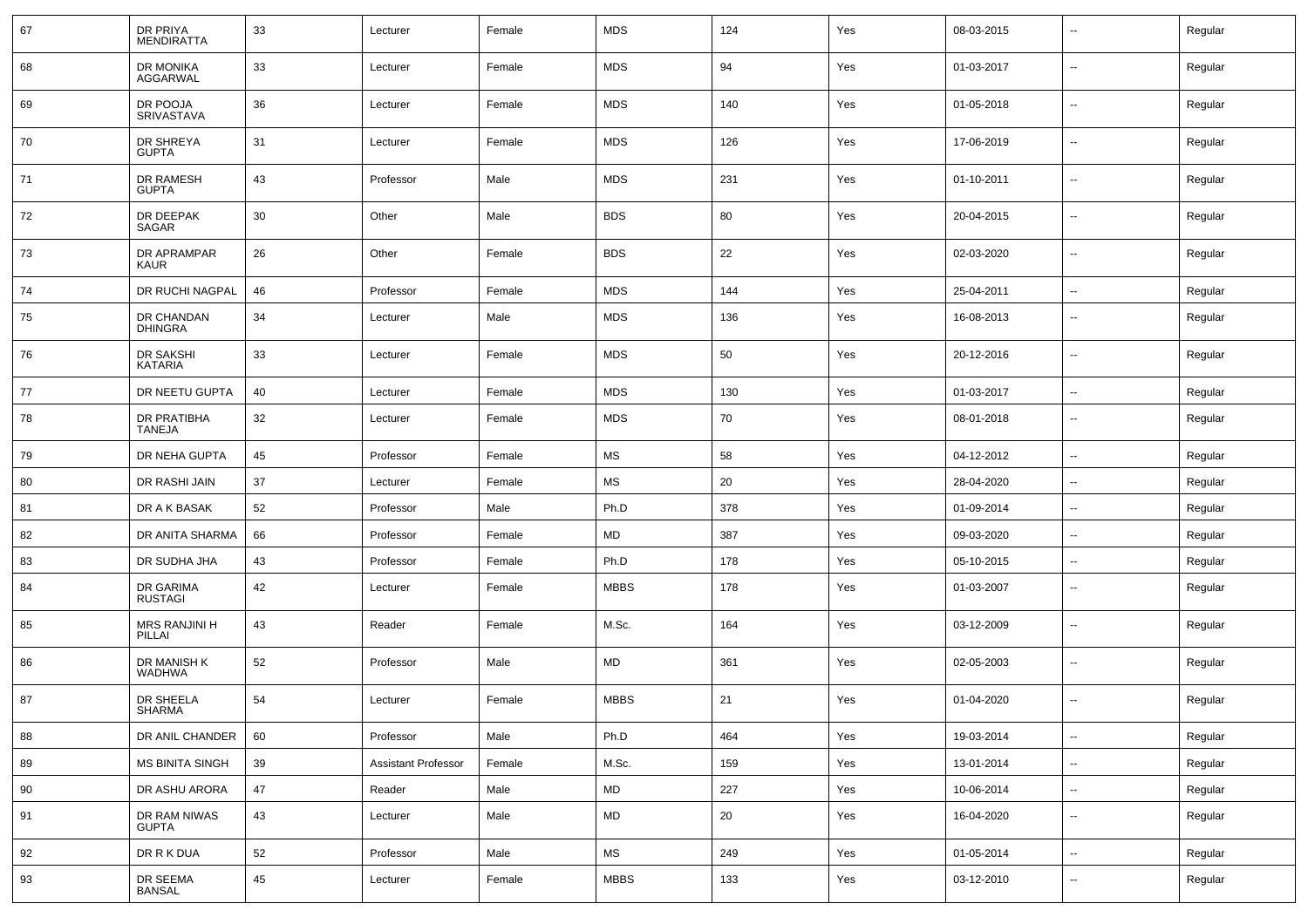| 67 | DR PRIYA MENDIRATTA | 33 | Lecturer | Female | MDS | 124 | Yes | 08-03-2015 | -- | Regular |
|---|---|---|---|---|---|---|---|---|---|---|
| 68 | DR MONIKA AGGARWAL | 33 | Lecturer | Female | MDS | 94 | Yes | 01-03-2017 | -- | Regular |
| 69 | DR POOJA SRIVASTAVA | 36 | Lecturer | Female | MDS | 140 | Yes | 01-05-2018 | -- | Regular |
| 70 | DR SHREYA GUPTA | 31 | Lecturer | Female | MDS | 126 | Yes | 17-06-2019 | -- | Regular |
| 71 | DR RAMESH GUPTA | 43 | Professor | Male | MDS | 231 | Yes | 01-10-2011 | -- | Regular |
| 72 | DR DEEPAK SAGAR | 30 | Other | Male | BDS | 80 | Yes | 20-04-2015 | -- | Regular |
| 73 | DR APRAMPAR KAUR | 26 | Other | Female | BDS | 22 | Yes | 02-03-2020 | -- | Regular |
| 74 | DR RUCHI NAGPAL | 46 | Professor | Female | MDS | 144 | Yes | 25-04-2011 | -- | Regular |
| 75 | DR CHANDAN DHINGRA | 34 | Lecturer | Male | MDS | 136 | Yes | 16-08-2013 | -- | Regular |
| 76 | DR SAKSHI KATARIA | 33 | Lecturer | Female | MDS | 50 | Yes | 20-12-2016 | -- | Regular |
| 77 | DR NEETU GUPTA | 40 | Lecturer | Female | MDS | 130 | Yes | 01-03-2017 | -- | Regular |
| 78 | DR PRATIBHA TANEJA | 32 | Lecturer | Female | MDS | 70 | Yes | 08-01-2018 | -- | Regular |
| 79 | DR NEHA GUPTA | 45 | Professor | Female | MS | 58 | Yes | 04-12-2012 | -- | Regular |
| 80 | DR RASHI JAIN | 37 | Lecturer | Female | MS | 20 | Yes | 28-04-2020 | -- | Regular |
| 81 | DR A K BASAK | 52 | Professor | Male | Ph.D | 378 | Yes | 01-09-2014 | -- | Regular |
| 82 | DR ANITA SHARMA | 66 | Professor | Female | MD | 387 | Yes | 09-03-2020 | -- | Regular |
| 83 | DR SUDHA JHA | 43 | Professor | Female | Ph.D | 178 | Yes | 05-10-2015 | -- | Regular |
| 84 | DR GARIMA RUSTAGI | 42 | Lecturer | Female | MBBS | 178 | Yes | 01-03-2007 | -- | Regular |
| 85 | MRS RANJINI H PILLAI | 43 | Reader | Female | M.Sc. | 164 | Yes | 03-12-2009 | -- | Regular |
| 86 | DR MANISH K WADHWA | 52 | Professor | Male | MD | 361 | Yes | 02-05-2003 | -- | Regular |
| 87 | DR SHEELA SHARMA | 54 | Lecturer | Female | MBBS | 21 | Yes | 01-04-2020 | -- | Regular |
| 88 | DR ANIL CHANDER | 60 | Professor | Male | Ph.D | 464 | Yes | 19-03-2014 | -- | Regular |
| 89 | MS BINITA SINGH | 39 | Assistant Professor | Female | M.Sc. | 159 | Yes | 13-01-2014 | -- | Regular |
| 90 | DR ASHU ARORA | 47 | Reader | Male | MD | 227 | Yes | 10-06-2014 | -- | Regular |
| 91 | DR RAM NIWAS GUPTA | 43 | Lecturer | Male | MD | 20 | Yes | 16-04-2020 | -- | Regular |
| 92 | DR R K DUA | 52 | Professor | Male | MS | 249 | Yes | 01-05-2014 | -- | Regular |
| 93 | DR SEEMA BANSAL | 45 | Lecturer | Female | MBBS | 133 | Yes | 03-12-2010 | -- | Regular |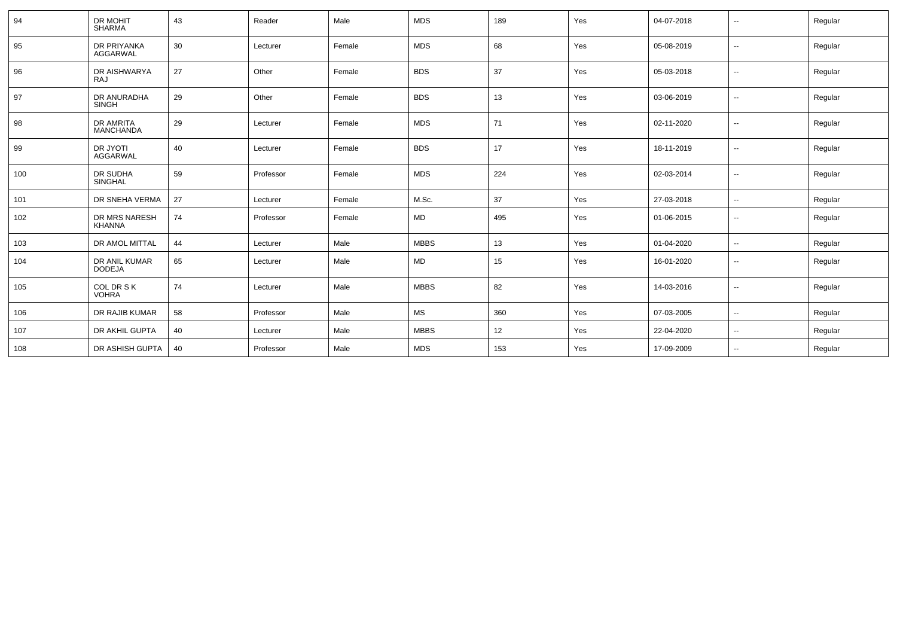| | | | | | | | | | | |
|---|---|---|---|---|---|---|---|---|---|---|
| 94 | DR MOHIT SHARMA | 43 | Reader | Male | MDS | 189 | Yes | 04-07-2018 | -- | Regular |
| 95 | DR PRIYANKA AGGARWAL | 30 | Lecturer | Female | MDS | 68 | Yes | 05-08-2019 | -- | Regular |
| 96 | DR AISHWARYA RAJ | 27 | Other | Female | BDS | 37 | Yes | 05-03-2018 | -- | Regular |
| 97 | DR ANURADHA SINGH | 29 | Other | Female | BDS | 13 | Yes | 03-06-2019 | -- | Regular |
| 98 | DR AMRITA MANCHANDA | 29 | Lecturer | Female | MDS | 71 | Yes | 02-11-2020 | -- | Regular |
| 99 | DR JYOTI AGGARWAL | 40 | Lecturer | Female | BDS | 17 | Yes | 18-11-2019 | -- | Regular |
| 100 | DR SUDHA SINGHAL | 59 | Professor | Female | MDS | 224 | Yes | 02-03-2014 | -- | Regular |
| 101 | DR SNEHA VERMA | 27 | Lecturer | Female | M.Sc. | 37 | Yes | 27-03-2018 | -- | Regular |
| 102 | DR MRS NARESH KHANNA | 74 | Professor | Female | MD | 495 | Yes | 01-06-2015 | -- | Regular |
| 103 | DR AMOL MITTAL | 44 | Lecturer | Male | MBBS | 13 | Yes | 01-04-2020 | -- | Regular |
| 104 | DR ANIL KUMAR DODEJA | 65 | Lecturer | Male | MD | 15 | Yes | 16-01-2020 | -- | Regular |
| 105 | COL DR S K VOHRA | 74 | Lecturer | Male | MBBS | 82 | Yes | 14-03-2016 | -- | Regular |
| 106 | DR RAJIB KUMAR | 58 | Professor | Male | MS | 360 | Yes | 07-03-2005 | -- | Regular |
| 107 | DR AKHIL GUPTA | 40 | Lecturer | Male | MBBS | 12 | Yes | 22-04-2020 | -- | Regular |
| 108 | DR ASHISH GUPTA | 40 | Professor | Male | MDS | 153 | Yes | 17-09-2009 | -- | Regular |